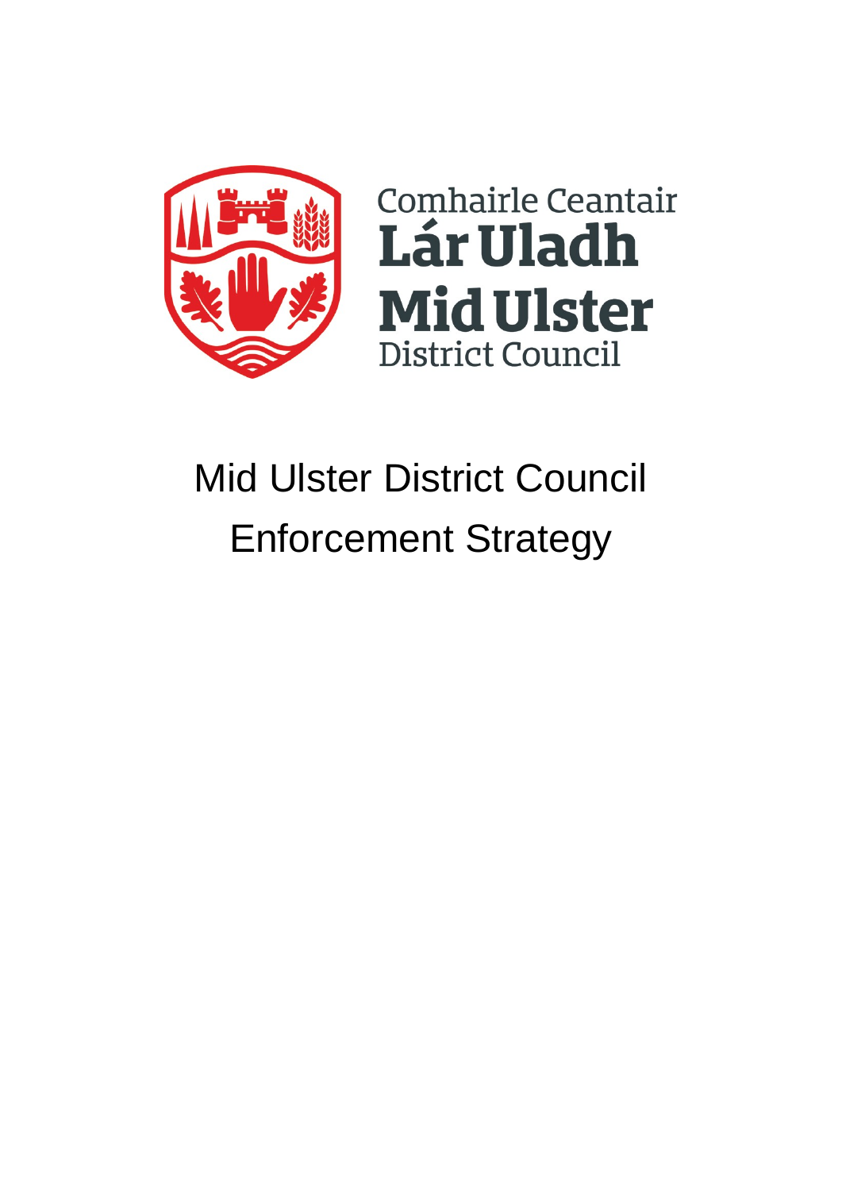Comhairle Ceantair
**Lár Uladh**
**Mid Ulster**
District Council

# Mid Ulster District Council
# Enforcement Strategy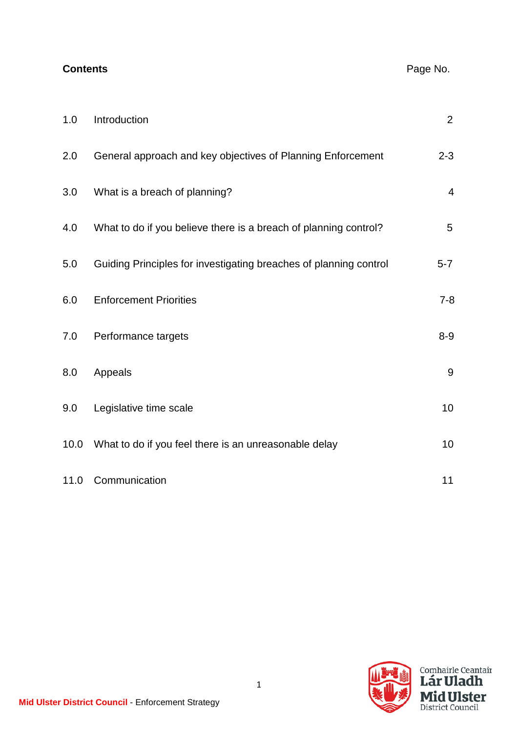**Contents**

| | | Page No. |
|---|---|---|
| 1.0 | Introduction | 2 |
| 2.0 | General approach and key objectives of Planning Enforcement | 2-3 |
| 3.0 | What is a breach of planning? | 4 |
| 4.0 | What to do if you believe there is a breach of planning control? | 5 |
| 5.0 | Guiding Principles for investigating breaches of planning control | 5-7 |
| 6.0 | Enforcement Priorities | 7-8 |
| 7.0 | Performance targets | 8-9 |
| 8.0 | Appeals | 9 |
| 9.0 | Legislative time scale | 10 |
| 10.0 | What to do if you feel there is an unreasonable delay | 10 |
| 11.0 | Communication | 11 |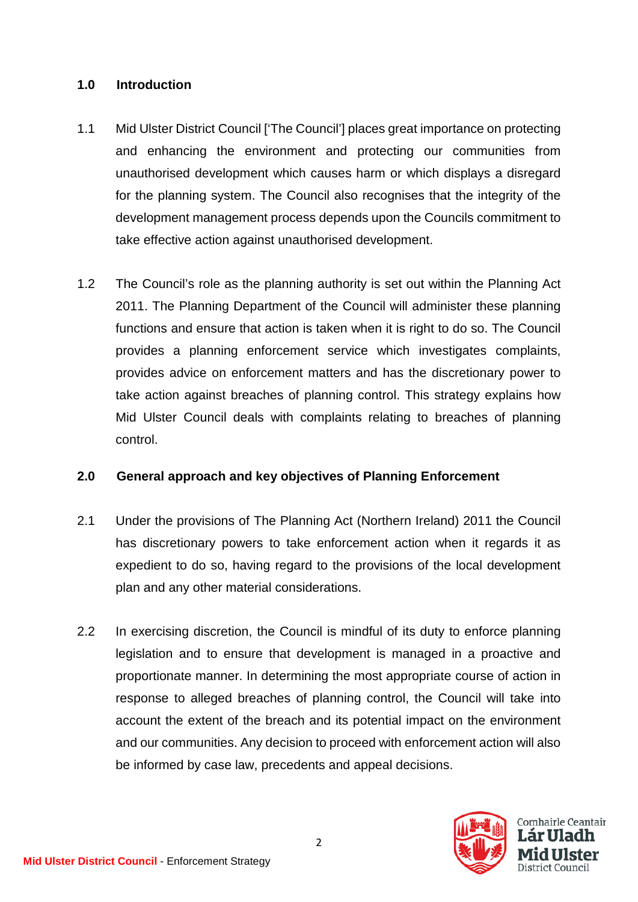## 1.0 Introduction

1.1 Mid Ulster District Council ['The Council'] places great importance on protecting and enhancing the environment and protecting our communities from unauthorised development which causes harm or which displays a disregard for the planning system. The Council also recognises that the integrity of the development management process depends upon the Councils commitment to take effective action against unauthorised development.

1.2 The Council's role as the planning authority is set out within the Planning Act 2011. The Planning Department of the Council will administer these planning functions and ensure that action is taken when it is right to do so. The Council provides a planning enforcement service which investigates complaints, provides advice on enforcement matters and has the discretionary power to take action against breaches of planning control. This strategy explains how Mid Ulster Council deals with complaints relating to breaches of planning control.

## 2.0 General approach and key objectives of Planning Enforcement

2.1 Under the provisions of The Planning Act (Northern Ireland) 2011 the Council has discretionary powers to take enforcement action when it regards it as expedient to do so, having regard to the provisions of the local development plan and any other material considerations.

2.2 In exercising discretion, the Council is mindful of its duty to enforce planning legislation and to ensure that development is managed in a proactive and proportionate manner. In determining the most appropriate course of action in response to alleged breaches of planning control, the Council will take into account the extent of the breach and its potential impact on the environment and our communities. Any decision to proceed with enforcement action will also be informed by case law, precedents and appeal decisions.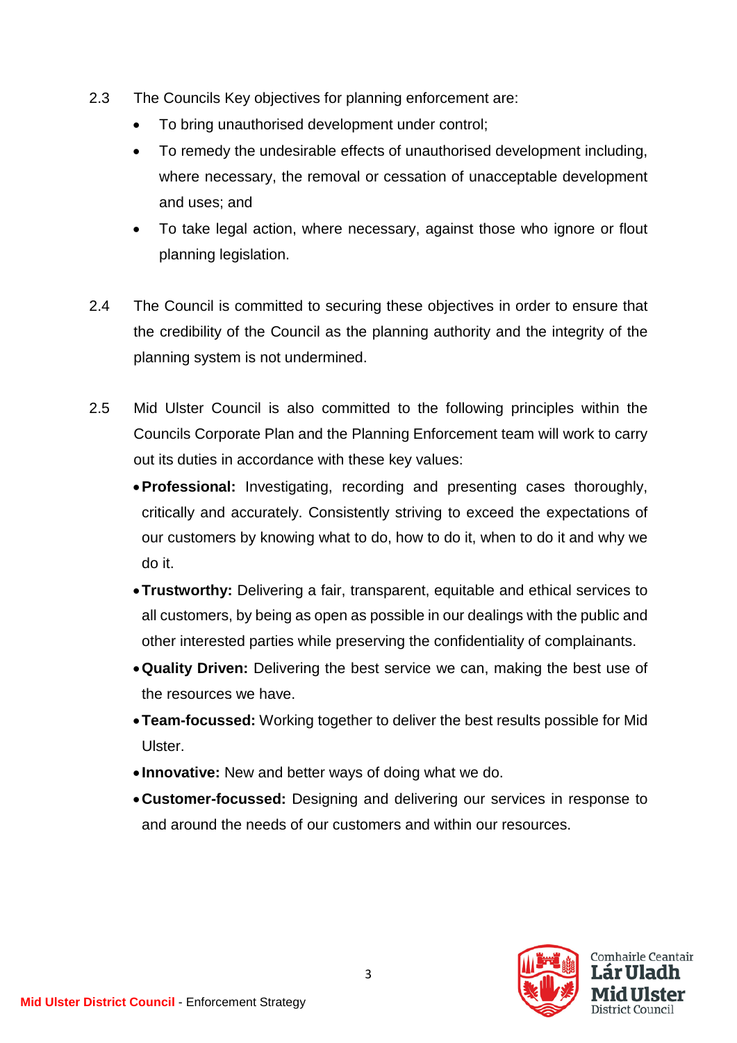2.3 The Councils Key objectives for planning enforcement are:

- To bring unauthorised development under control;
- To remedy the undesirable effects of unauthorised development including, where necessary, the removal or cessation of unacceptable development and uses; and
- To take legal action, where necessary, against those who ignore or flout planning legislation.

2.4 The Council is committed to securing these objectives in order to ensure that the credibility of the Council as the planning authority and the integrity of the planning system is not undermined.

2.5 Mid Ulster Council is also committed to the following principles within the Councils Corporate Plan and the Planning Enforcement team will work to carry out its duties in accordance with these key values:

- **Professional:** Investigating, recording and presenting cases thoroughly, critically and accurately. Consistently striving to exceed the expectations of our customers by knowing what to do, how to do it, when to do it and why we do it.
- **Trustworthy:** Delivering a fair, transparent, equitable and ethical services to all customers, by being as open as possible in our dealings with the public and other interested parties while preserving the confidentiality of complainants.
- **Quality Driven:** Delivering the best service we can, making the best use of the resources we have.
- **Team-focussed:** Working together to deliver the best results possible for Mid Ulster.
- **Innovative:** New and better ways of doing what we do.
- **Customer-focussed:** Designing and delivering our services in response to and around the needs of our customers and within our resources.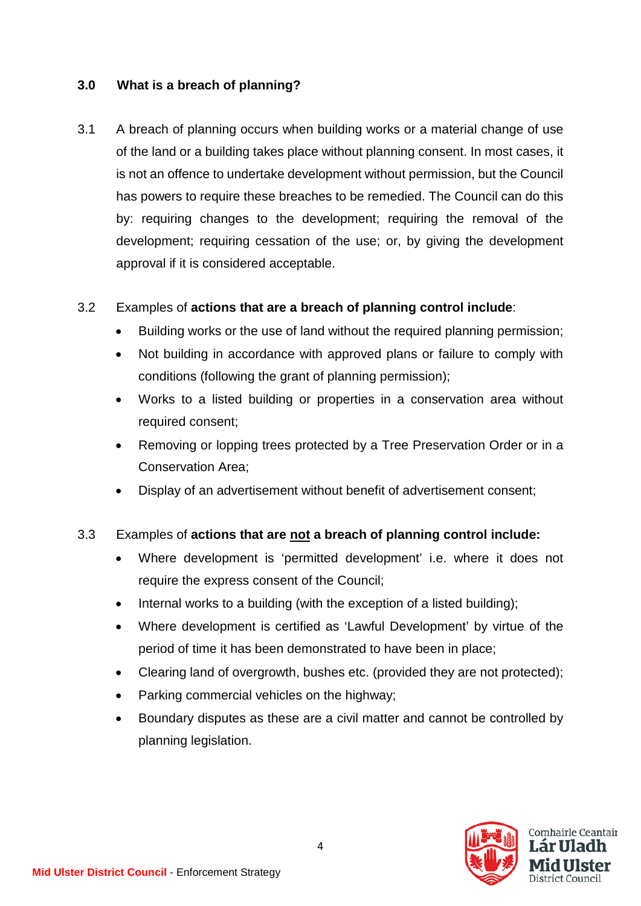## 3.0 What is a breach of planning?

3.1 A breach of planning occurs when building works or a material change of use of the land or a building takes place without planning consent. In most cases, it is not an offence to undertake development without permission, but the Council has powers to require these breaches to be remedied. The Council can do this by: requiring changes to the development; requiring the removal of the development; requiring cessation of the use; or, by giving the development approval if it is considered acceptable.

3.2 Examples of **actions that are a breach of planning control include**:

- Building works or the use of land without the required planning permission;
- Not building in accordance with approved plans or failure to comply with conditions (following the grant of planning permission);
- Works to a listed building or properties in a conservation area without required consent;
- Removing or lopping trees protected by a Tree Preservation Order or in a Conservation Area;
- Display of an advertisement without benefit of advertisement consent;

3.3 Examples of **actions that are <u>not</u> a breach of planning control include:**

- Where development is 'permitted development' i.e. where it does not require the express consent of the Council;
- Internal works to a building (with the exception of a listed building);
- Where development is certified as 'Lawful Development' by virtue of the period of time it has been demonstrated to have been in place;
- Clearing land of overgrowth, bushes etc. (provided they are not protected);
- Parking commercial vehicles on the highway;
- Boundary disputes as these are a civil matter and cannot be controlled by planning legislation.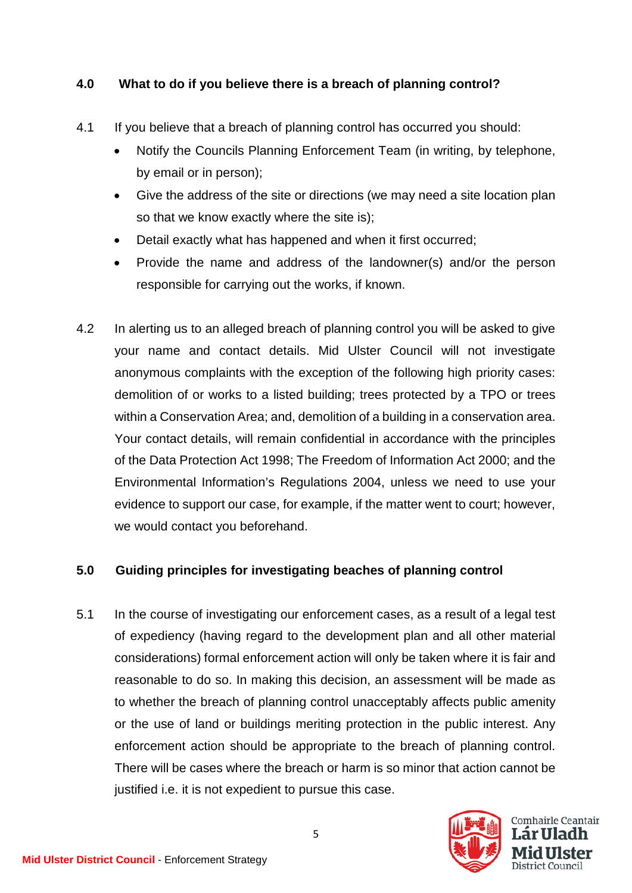## 4.0 What to do if you believe there is a breach of planning control?

4.1 If you believe that a breach of planning control has occurred you should:

- Notify the Councils Planning Enforcement Team (in writing, by telephone, by email or in person);
- Give the address of the site or directions (we may need a site location plan so that we know exactly where the site is);
- Detail exactly what has happened and when it first occurred;
- Provide the name and address of the landowner(s) and/or the person responsible for carrying out the works, if known.

4.2 In alerting us to an alleged breach of planning control you will be asked to give your name and contact details. Mid Ulster Council will not investigate anonymous complaints with the exception of the following high priority cases: demolition of or works to a listed building; trees protected by a TPO or trees within a Conservation Area; and, demolition of a building in a conservation area. Your contact details, will remain confidential in accordance with the principles of the Data Protection Act 1998; The Freedom of Information Act 2000; and the Environmental Information's Regulations 2004, unless we need to use your evidence to support our case, for example, if the matter went to court; however, we would contact you beforehand.

## 5.0 Guiding principles for investigating beaches of planning control

5.1 In the course of investigating our enforcement cases, as a result of a legal test of expediency (having regard to the development plan and all other material considerations) formal enforcement action will only be taken where it is fair and reasonable to do so. In making this decision, an assessment will be made as to whether the breach of planning control unacceptably affects public amenity or the use of land or buildings meriting protection in the public interest. Any enforcement action should be appropriate to the breach of planning control. There will be cases where the breach or harm is so minor that action cannot be justified i.e. it is not expedient to pursue this case.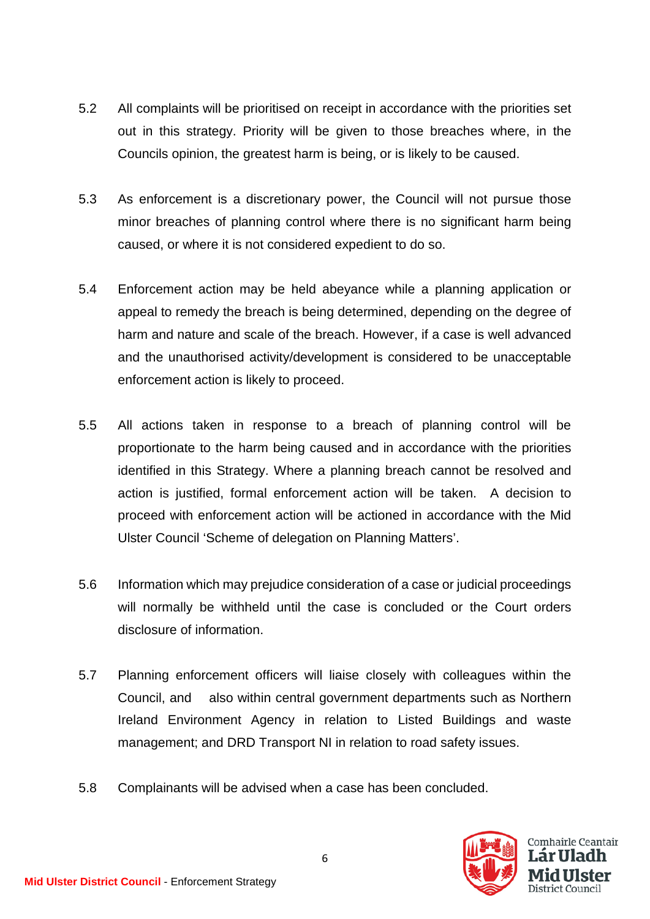5.2 All complaints will be prioritised on receipt in accordance with the priorities set out in this strategy. Priority will be given to those breaches where, in the Councils opinion, the greatest harm is being, or is likely to be caused.

5.3 As enforcement is a discretionary power, the Council will not pursue those minor breaches of planning control where there is no significant harm being caused, or where it is not considered expedient to do so.

5.4 Enforcement action may be held abeyance while a planning application or appeal to remedy the breach is being determined, depending on the degree of harm and nature and scale of the breach. However, if a case is well advanced and the unauthorised activity/development is considered to be unacceptable enforcement action is likely to proceed.

5.5 All actions taken in response to a breach of planning control will be proportionate to the harm being caused and in accordance with the priorities identified in this Strategy. Where a planning breach cannot be resolved and action is justified, formal enforcement action will be taken. A decision to proceed with enforcement action will be actioned in accordance with the Mid Ulster Council 'Scheme of delegation on Planning Matters'.

5.6 Information which may prejudice consideration of a case or judicial proceedings will normally be withheld until the case is concluded or the Court orders disclosure of information.

5.7 Planning enforcement officers will liaise closely with colleagues within the Council, and also within central government departments such as Northern Ireland Environment Agency in relation to Listed Buildings and waste management; and DRD Transport NI in relation to road safety issues.

5.8 Complainants will be advised when a case has been concluded.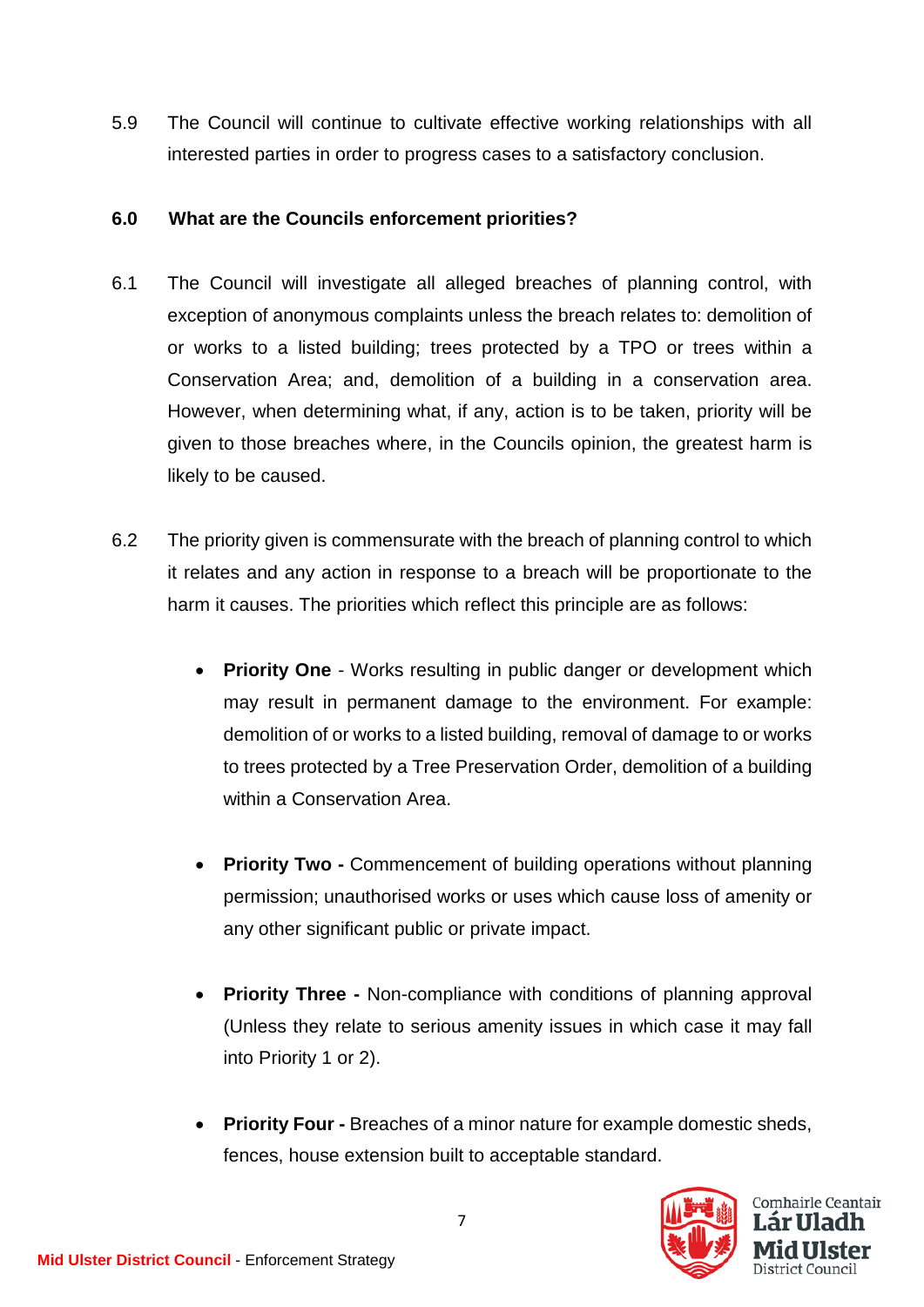5.9 The Council will continue to cultivate effective working relationships with all interested parties in order to progress cases to a satisfactory conclusion.

## 6.0 What are the Councils enforcement priorities?

6.1 The Council will investigate all alleged breaches of planning control, with exception of anonymous complaints unless the breach relates to: demolition of or works to a listed building; trees protected by a TPO or trees within a Conservation Area; and, demolition of a building in a conservation area. However, when determining what, if any, action is to be taken, priority will be given to those breaches where, in the Councils opinion, the greatest harm is likely to be caused.

6.2 The priority given is commensurate with the breach of planning control to which it relates and any action in response to a breach will be proportionate to the harm it causes. The priorities which reflect this principle are as follows:

- **Priority One** - Works resulting in public danger or development which may result in permanent damage to the environment. For example: demolition of or works to a listed building, removal of damage to or works to trees protected by a Tree Preservation Order, demolition of a building within a Conservation Area.

- **Priority Two -** Commencement of building operations without planning permission; unauthorised works or uses which cause loss of amenity or any other significant public or private impact.

- **Priority Three -** Non-compliance with conditions of planning approval (Unless they relate to serious amenity issues in which case it may fall into Priority 1 or 2).

- **Priority Four -** Breaches of a minor nature for example domestic sheds, fences, house extension built to acceptable standard.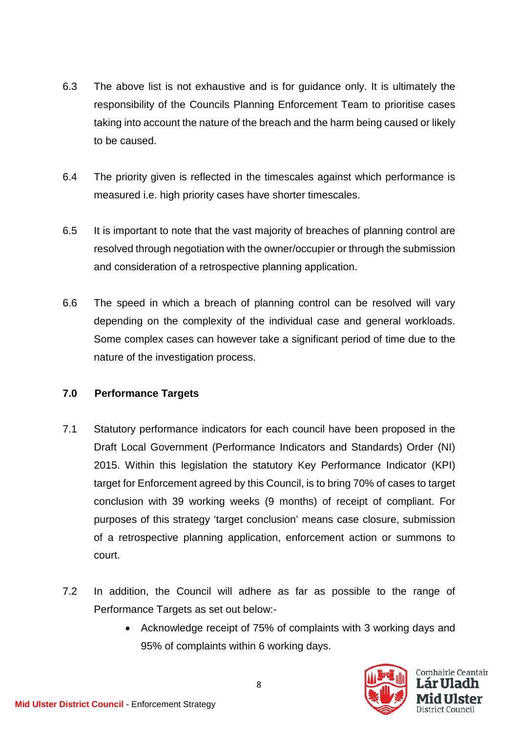6.3 The above list is not exhaustive and is for guidance only. It is ultimately the responsibility of the Councils Planning Enforcement Team to prioritise cases taking into account the nature of the breach and the harm being caused or likely to be caused.

6.4 The priority given is reflected in the timescales against which performance is measured i.e. high priority cases have shorter timescales.

6.5 It is important to note that the vast majority of breaches of planning control are resolved through negotiation with the owner/occupier or through the submission and consideration of a retrospective planning application.

6.6 The speed in which a breach of planning control can be resolved will vary depending on the complexity of the individual case and general workloads. Some complex cases can however take a significant period of time due to the nature of the investigation process.

## 7.0 Performance Targets

7.1 Statutory performance indicators for each council have been proposed in the Draft Local Government (Performance Indicators and Standards) Order (NI) 2015. Within this legislation the statutory Key Performance Indicator (KPI) target for Enforcement agreed by this Council, is to bring 70% of cases to target conclusion with 39 working weeks (9 months) of receipt of compliant. For purposes of this strategy 'target conclusion' means case closure, submission of a retrospective planning application, enforcement action or summons to court.

7.2 In addition, the Council will adhere as far as possible to the range of Performance Targets as set out below:-

- Acknowledge receipt of 75% of complaints with 3 working days and 95% of complaints within 6 working days.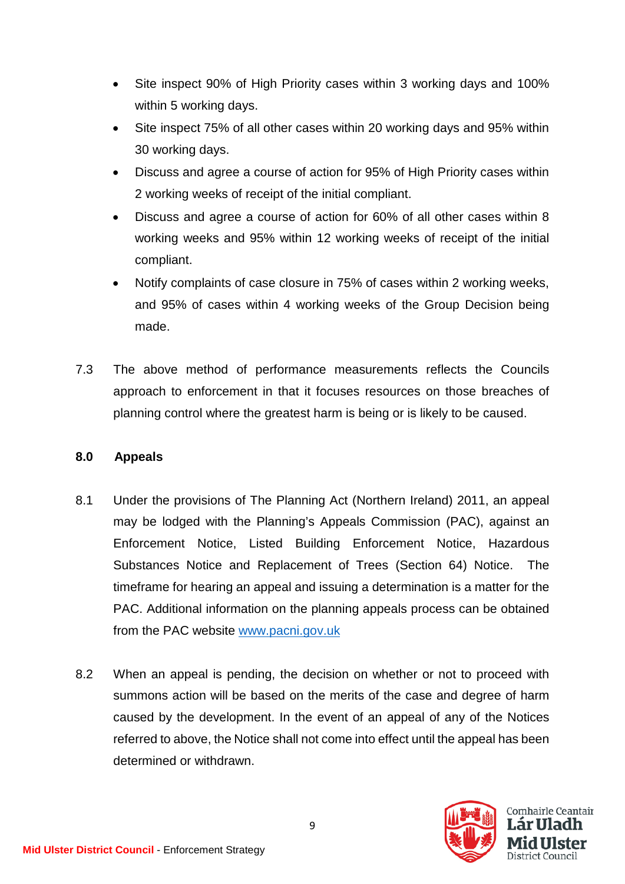- Site inspect 90% of High Priority cases within 3 working days and 100% within 5 working days.
- Site inspect 75% of all other cases within 20 working days and 95% within 30 working days.
- Discuss and agree a course of action for 95% of High Priority cases within 2 working weeks of receipt of the initial compliant.
- Discuss and agree a course of action for 60% of all other cases within 8 working weeks and 95% within 12 working weeks of receipt of the initial compliant.
- Notify complaints of case closure in 75% of cases within 2 working weeks, and 95% of cases within 4 working weeks of the Group Decision being made.

7.3 The above method of performance measurements reflects the Councils approach to enforcement in that it focuses resources on those breaches of planning control where the greatest harm is being or is likely to be caused.

## 8.0 Appeals

8.1 Under the provisions of The Planning Act (Northern Ireland) 2011, an appeal may be lodged with the Planning's Appeals Commission (PAC), against an Enforcement Notice, Listed Building Enforcement Notice, Hazardous Substances Notice and Replacement of Trees (Section 64) Notice. The timeframe for hearing an appeal and issuing a determination is a matter for the PAC. Additional information on the planning appeals process can be obtained from the PAC website [www.pacni.gov.uk](http://www.pacni.gov.uk)

8.2 When an appeal is pending, the decision on whether or not to proceed with summons action will be based on the merits of the case and degree of harm caused by the development. In the event of an appeal of any of the Notices referred to above, the Notice shall not come into effect until the appeal has been determined or withdrawn.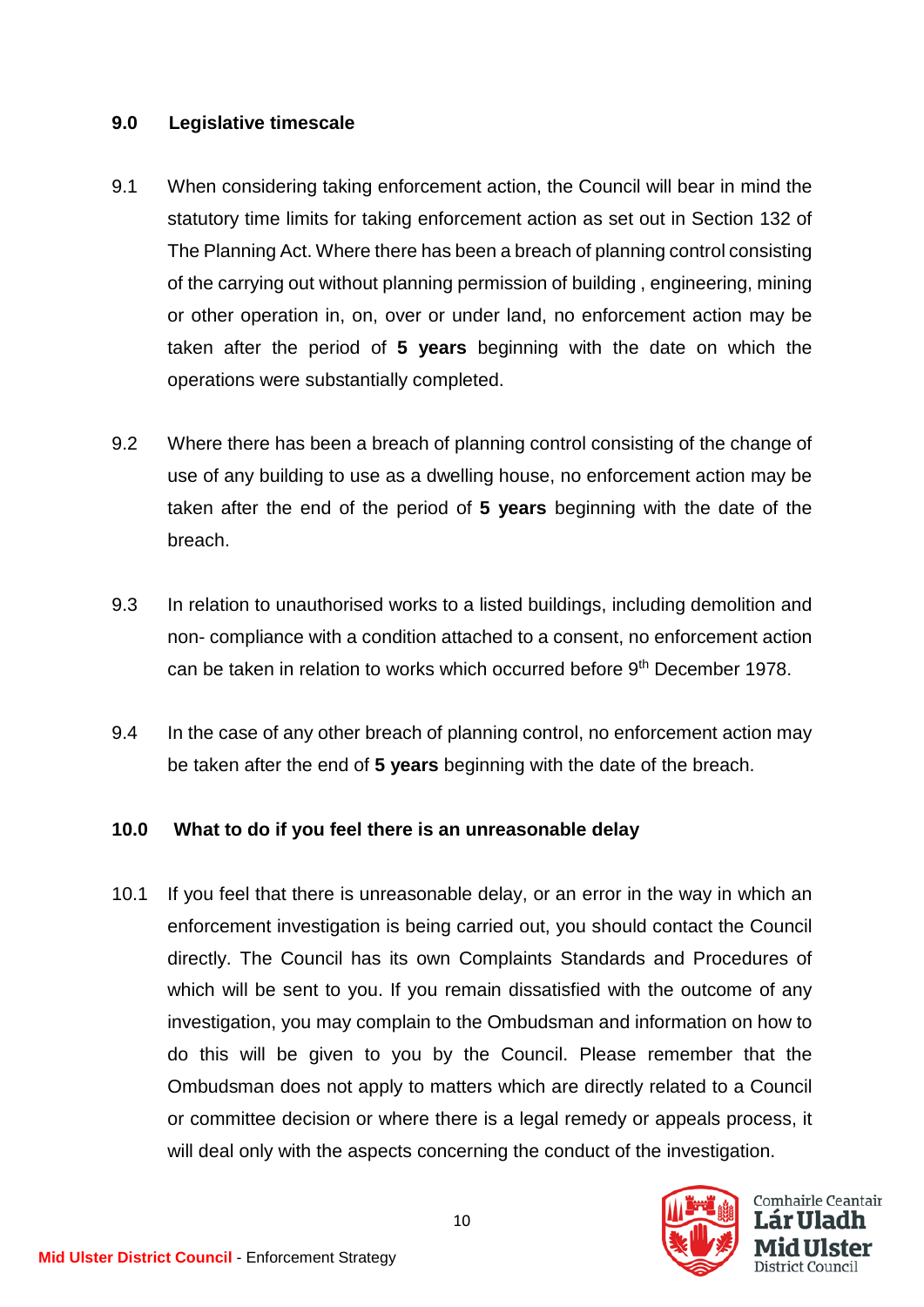## 9.0 Legislative timescale

9.1 When considering taking enforcement action, the Council will bear in mind the statutory time limits for taking enforcement action as set out in Section 132 of The Planning Act. Where there has been a breach of planning control consisting of the carrying out without planning permission of building , engineering, mining or other operation in, on, over or under land, no enforcement action may be taken after the period of **5 years** beginning with the date on which the operations were substantially completed.

9.2 Where there has been a breach of planning control consisting of the change of use of any building to use as a dwelling house, no enforcement action may be taken after the end of the period of **5 years** beginning with the date of the breach.

9.3 In relation to unauthorised works to a listed buildings, including demolition and non- compliance with a condition attached to a consent, no enforcement action can be taken in relation to works which occurred before 9th December 1978.

9.4 In the case of any other breach of planning control, no enforcement action may be taken after the end of **5 years** beginning with the date of the breach.

## 10.0 What to do if you feel there is an unreasonable delay

10.1 If you feel that there is unreasonable delay, or an error in the way in which an enforcement investigation is being carried out, you should contact the Council directly. The Council has its own Complaints Standards and Procedures of which will be sent to you. If you remain dissatisfied with the outcome of any investigation, you may complain to the Ombudsman and information on how to do this will be given to you by the Council. Please remember that the Ombudsman does not apply to matters which are directly related to a Council or committee decision or where there is a legal remedy or appeals process, it will deal only with the aspects concerning the conduct of the investigation.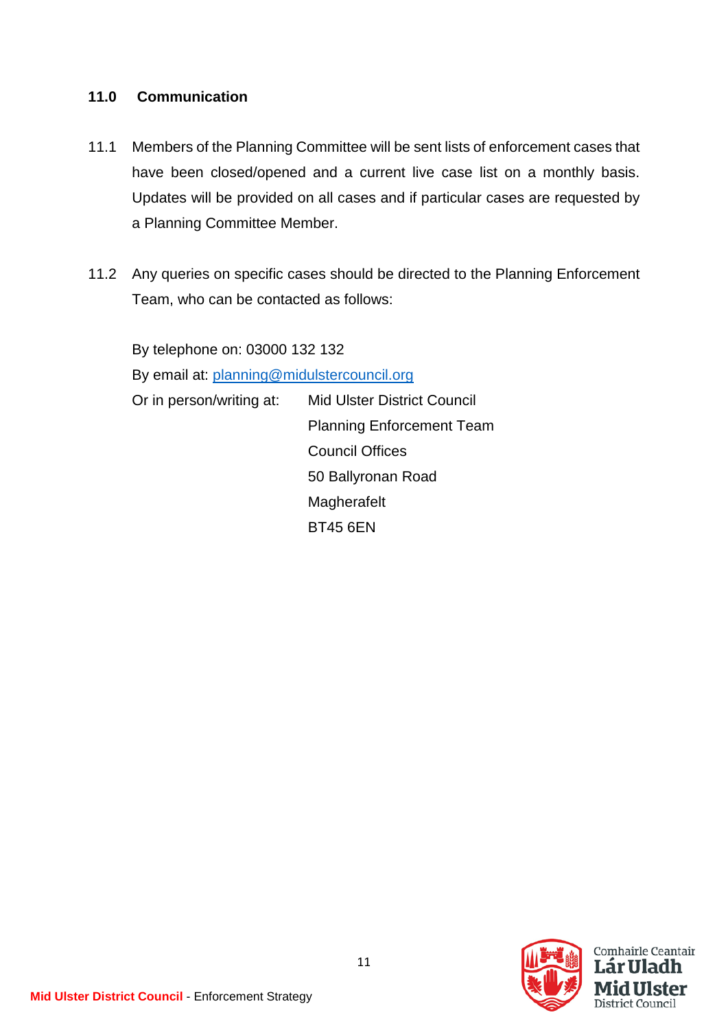## 11.0 Communication

11.1 Members of the Planning Committee will be sent lists of enforcement cases that have been closed/opened and a current live case list on a monthly basis. Updates will be provided on all cases and if particular cases are requested by a Planning Committee Member.

11.2 Any queries on specific cases should be directed to the Planning Enforcement Team, who can be contacted as follows:

By telephone on: 03000 132 132

By email at: planning@midulstercouncil.org

Or in person/writing at:

Mid Ulster District Council
Planning Enforcement Team
Council Offices
50 Ballyronan Road
Magherafelt
BT45 6EN